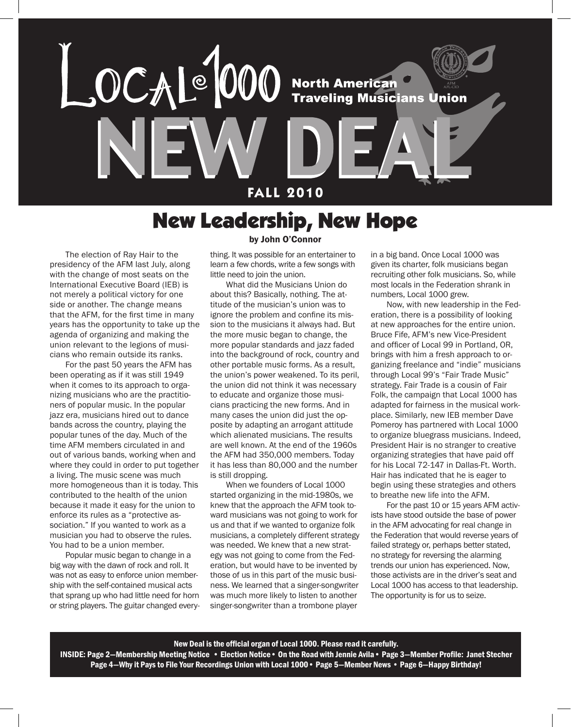# Local 1000 — North American Traveling Musicians Union

# NEW DEAL

**FALL 2010**

## New Leadership, New Hope

**by John O'Connor**

The election of Ray Hair to the presidency of the AFM last July, along with the change of most seats on the International Executive Board (IEB) is not merely a political victory for one side or another. The change means that the AFM, for the first time in many years has the opportunity to take up the agenda of organizing and making the union relevant to the legions of musicians who remain outside its ranks.

For the past 50 years the AFM has been operating as if it was still 1949 when it comes to its approach to organizing musicians who are the practitioners of popular music. In the popular jazz era, musicians hired out to dance bands across the country, playing the popular tunes of the day. Much of the time AFM members circulated in and out of various bands, working when and where they could in order to put together a living. The music scene was much more homogeneous than it is today. This contributed to the health of the union because it made it easy for the union to enforce its rules as a "protective association." If you wanted to work as a musician you had to observe the rules. You had to be a union member.

Popular music began to change in a big way with the dawn of rock and roll. It was not as easy to enforce union membership with the self-contained musical acts that sprang up who had little need for horn or string players. The guitar changed everything. It was possible for an entertainer to learn a few chords, write a few songs with little need to join the union.

What did the Musicians Union do about this? Basically, nothing. The attitude of the musician's union was to ignore the problem and confine its mission to the musicians it always had. But the more music began to change, the more popular standards and jazz faded into the background of rock, country and other portable music forms. As a result, the union's power weakened. To its peril, the union did not think it was necessary to educate and organize those musicians practicing the new forms. And in many cases the union did just the opposite by adapting an arrogant attitude which alienated musicians. The results are well known. At the end of the 1960s the AFM had 350,000 members. Today it has less than 80,000 and the number is still dropping.

When we founders of Local 1000 started organizing in the mid-1980s, we knew that the approach the AFM took toward musicians was not going to work for us and that if we wanted to organize folk musicians, a completely different strategy was needed. We knew that a new strategy was not going to come from the Federation, but would have to be invented by those of us in this part of the music business. We learned that a singer-songwriter was much more likely to listen to another singer-songwriter than a trombone player in a big band. Once Local 1000 was given its charter, folk musicians began recruiting other folk musicians. So, while most locals in the Federation shrank in numbers, Local 1000 grew.

Now, with new leadership in the Federation, there is a possibility of looking at new approaches for the entire union. Bruce Fife, AFM's new Vice-President and officer of Local 99 in Portland, OR, brings with him a fresh approach to organizing freelance and "indie" musicians through Local 99's "Fair Trade Music" strategy. Fair Trade is a cousin of Fair Folk, the campaign that Local 1000 has adapted for fairness in the musical workplace. Similarly, new IEB member Dave Pomeroy has partnered with Local 1000 to organize bluegrass musicians. Indeed, President Hair is no stranger to creative organizing strategies that have paid off for his Local 72-147 in Dallas-Ft. Worth. Hair has indicated that he is eager to begin using these strategies and others to breathe new life into the AFM.

For the past 10 or 15 years AFM activists have stood outside the base of power in the AFM advocating for real change in the Federation that would reverse years of failed strategy or, perhaps better stated, no strategy for reversing the alarming trends our union has experienced. Now, those activists are in the driver's seat and Local 1000 has access to that leadership. The opportunity is for us to seize.

---

**New Deal is the official organ of Local 1000. Please read it carefully.**

**INSIDE: Page 2—Membership Meeting Notice • Election Notice • On the Road with Jennie Avila • Page 3—Member Profile: Janet Stecher**
**Page 4—Why it Pays to File Your Recordings Union with Local 1000 • Page 5—Member News • Page 6—Happy Birthday!**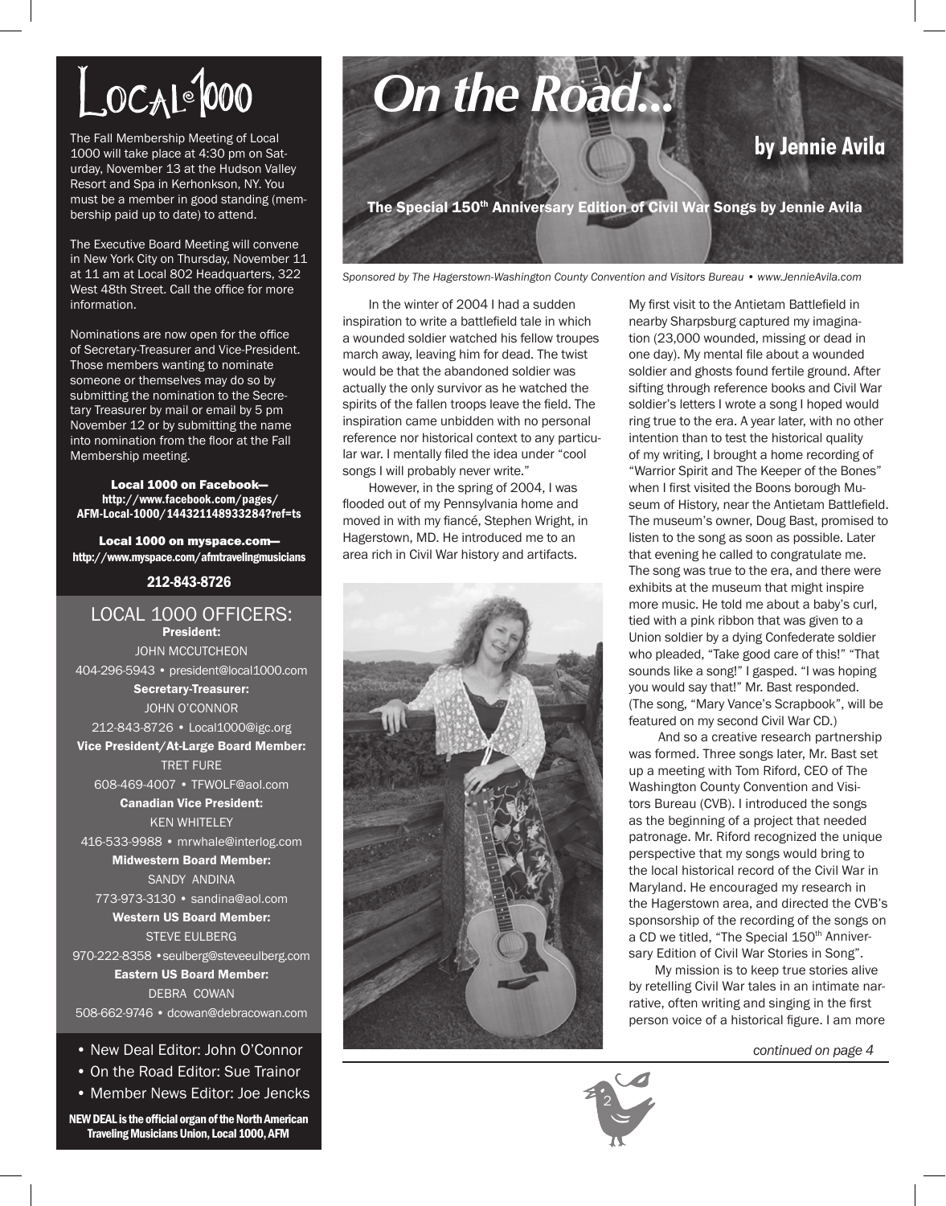# Local 1000

The Fall Membership Meeting of Local 1000 will take place at 4:30 pm on Saturday, November 13 at the Hudson Valley Resort and Spa in Kerhonkson, NY. You must be a member in good standing (membership paid up to date) to attend.

The Executive Board Meeting will convene in New York City on Thursday, November 11 at 11 am at Local 802 Headquarters, 322 West 48th Street. Call the office for more information.

Nominations are now open for the office of Secretary-Treasurer and Vice-President. Those members wanting to nominate someone or themselves may do so by submitting the nomination to the Secretary Treasurer by mail or email by 5 pm November 12 or by submitting the name into nomination from the floor at the Fall Membership meeting.

**Local 1000 on Facebook—**
**http://www.facebook.com/pages/AFM-Local-1000/144321148933284?ref=ts**

**Local 1000 on myspace.com—**
**http://www.myspace.com/afmtravelingmusicians**

**212-843-8726**

## LOCAL 1000 OFFICERS:

**President:**
JOHN MCCUTCHEON
404-296-5943 • president@local1000.com

**Secretary-Treasurer:**
JOHN O'CONNOR
212-843-8726 • Local1000@igc.org

**Vice President/At-Large Board Member:**
TRET FURE
608-469-4007 • TFWOLF@aol.com

**Canadian Vice President:**
KEN WHITELEY
416-533-9988 • mrwhale@interlog.com

**Midwestern Board Member:**
SANDY ANDINA
773-973-3130 • sandina@aol.com

**Western US Board Member:**
STEVE EULBERG
970-222-8358 • seulberg@steveeulberg.com

**Eastern US Board Member:**
DEBRA COWAN
508-662-9746 • dcowan@debracowan.com

- New Deal Editor: John O'Connor
- On the Road Editor: Sue Trainor
- Member News Editor: Joe Jencks

**NEW DEAL is the official organ of the North American Traveling Musicians Union, Local 1000, AFM**

# On the Road...

## by Jennie Avila

### The Special 150th Anniversary Edition of Civil War Songs by Jennie Avila

*Sponsored by The Hagerstown-Washington County Convention and Visitors Bureau • www.JennieAvila.com*

In the winter of 2004 I had a sudden inspiration to write a battlefield tale in which a wounded soldier watched his fellow troupes march away, leaving him for dead. The twist would be that the abandoned soldier was actually the only survivor as he watched the spirits of the fallen troops leave the field. The inspiration came unbidden with no personal reference nor historical context to any particular war. I mentally filed the idea under "cool songs I will probably never write."

However, in the spring of 2004, I was flooded out of my Pennsylvania home and moved in with my fiancé, Stephen Wright, in Hagerstown, MD. He introduced me to an area rich in Civil War history and artifacts. My first visit to the Antietam Battlefield in nearby Sharpsburg captured my imagination (23,000 wounded, missing or dead in one day). My mental file about a wounded soldier and ghosts found fertile ground. After sifting through reference books and Civil War soldier's letters I wrote a song I hoped would ring true to the era. A year later, with no other intention than to test the historical quality of my writing, I brought a home recording of "Warrior Spirit and The Keeper of the Bones" when I first visited the Boons borough Museum of History, near the Antietam Battlefield. The museum's owner, Doug Bast, promised to listen to the song as soon as possible. Later that evening he called to congratulate me. The song was true to the era, and there were exhibits at the museum that might inspire more music. He told me about a baby's curl, tied with a pink ribbon that was given to a Union soldier by a dying Confederate soldier who pleaded, "Take good care of this!" "That sounds like a song!" I gasped. "I was hoping you would say that!" Mr. Bast responded. (The song, "Mary Vance's Scrapbook", will be featured on my second Civil War CD.)

And so a creative research partnership was formed. Three songs later, Mr. Bast set up a meeting with Tom Riford, CEO of The Washington County Convention and Visitors Bureau (CVB). I introduced the songs as the beginning of a project that needed patronage. Mr. Riford recognized the unique perspective that my songs would bring to the local historical record of the Civil War in Maryland. He encouraged my research in the Hagerstown area, and directed the CVB's sponsorship of the recording of the songs on a CD we titled, "The Special 150th Anniversary Edition of Civil War Stories in Song".

My mission is to keep true stories alive by retelling Civil War tales in an intimate narrative, often writing and singing in the first person voice of a historical figure. I am more

*continued on page 4*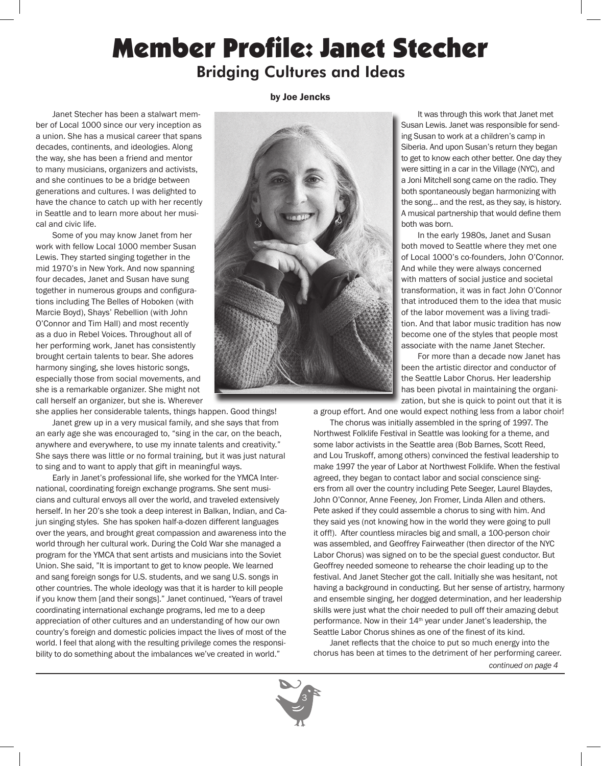# Member Profile: Janet Stecher

## Bridging Cultures and Ideas

**by Joe Jencks**

Janet Stecher has been a stalwart member of Local 1000 since our very inception as a union. She has a musical career that spans decades, continents, and ideologies. Along the way, she has been a friend and mentor to many musicians, organizers and activists, and she continues to be a bridge between generations and cultures. I was delighted to have the chance to catch up with her recently in Seattle and to learn more about her musical and civic life.

Some of you may know Janet from her work with fellow Local 1000 member Susan Lewis. They started singing together in the mid 1970's in New York. And now spanning four decades, Janet and Susan have sung together in numerous groups and configurations including The Belles of Hoboken (with Marcie Boyd), Shays' Rebellion (with John O'Connor and Tim Hall) and most recently as a duo in Rebel Voices. Throughout all of her performing work, Janet has consistently brought certain talents to bear. She adores harmony singing, she loves historic songs, especially those from social movements, and she is a remarkable organizer. She might not call herself an organizer, but she is. Wherever she applies her considerable talents, things happen. Good things!

Janet grew up in a very musical family, and she says that from an early age she was encouraged to, "sing in the car, on the beach, anywhere and everywhere, to use my innate talents and creativity." She says there was little or no formal training, but it was just natural to sing and to want to apply that gift in meaningful ways.

Early in Janet's professional life, she worked for the YMCA International, coordinating foreign exchange programs. She sent musicians and cultural envoys all over the world, and traveled extensively herself. In her 20's she took a deep interest in Balkan, Indian, and Cajun singing styles. She has spoken half-a-dozen different languages over the years, and brought great compassion and awareness into the world through her cultural work. During the Cold War she managed a program for the YMCA that sent artists and musicians into the Soviet Union. She said, "It is important to get to know people. We learned and sang foreign songs for U.S. students, and we sang U.S. songs in other countries. The whole ideology was that it is harder to kill people if you know them [and their songs]." Janet continued, "Years of travel coordinating international exchange programs, led me to a deep appreciation of other cultures and an understanding of how our own country's foreign and domestic policies impact the lives of most of the world. I feel that along with the resulting privilege comes the responsibility to do something about the imbalances we've created in world."

It was through this work that Janet met Susan Lewis. Janet was responsible for sending Susan to work at a children's camp in Siberia. And upon Susan's return they began to get to know each other better. One day they were sitting in a car in the Village (NYC), and a Joni Mitchell song came on the radio. They both spontaneously began harmonizing with the song… and the rest, as they say, is history. A musical partnership that would define them both was born.

In the early 1980s, Janet and Susan both moved to Seattle where they met one of Local 1000's co-founders, John O'Connor. And while they were always concerned with matters of social justice and societal transformation, it was in fact John O'Connor that introduced them to the idea that music of the labor movement was a living tradition. And that labor music tradition has now become one of the styles that people most associate with the name Janet Stecher.

For more than a decade now Janet has been the artistic director and conductor of the Seattle Labor Chorus. Her leadership has been pivotal in maintaining the organization, but she is quick to point out that it is a group effort. And one would expect nothing less from a labor choir!

The chorus was initially assembled in the spring of 1997. The Northwest Folklife Festival in Seattle was looking for a theme, and some labor activists in the Seattle area (Bob Barnes, Scott Reed, and Lou Truskoff, among others) convinced the festival leadership to make 1997 the year of Labor at Northwest Folklife. When the festival agreed, they began to contact labor and social conscience singers from all over the country including Pete Seeger, Laurel Blaydes, John O'Connor, Anne Feeney, Jon Fromer, Linda Allen and others. Pete asked if they could assemble a chorus to sing with him. And they said yes (not knowing how in the world they were going to pull it off!). After countless miracles big and small, a 100-person choir was assembled, and Geoffrey Fairweather (then director of the NYC Labor Chorus) was signed on to be the special guest conductor. But Geoffrey needed someone to rehearse the choir leading up to the festival. And Janet Stecher got the call. Initially she was hesitant, not having a background in conducting. But her sense of artistry, harmony and ensemble singing, her dogged determination, and her leadership skills were just what the choir needed to pull off their amazing debut performance. Now in their 14th year under Janet's leadership, the Seattle Labor Chorus shines as one of the finest of its kind.

Janet reflects that the choice to put so much energy into the chorus has been at times to the detriment of her performing career.

*continued on page 4*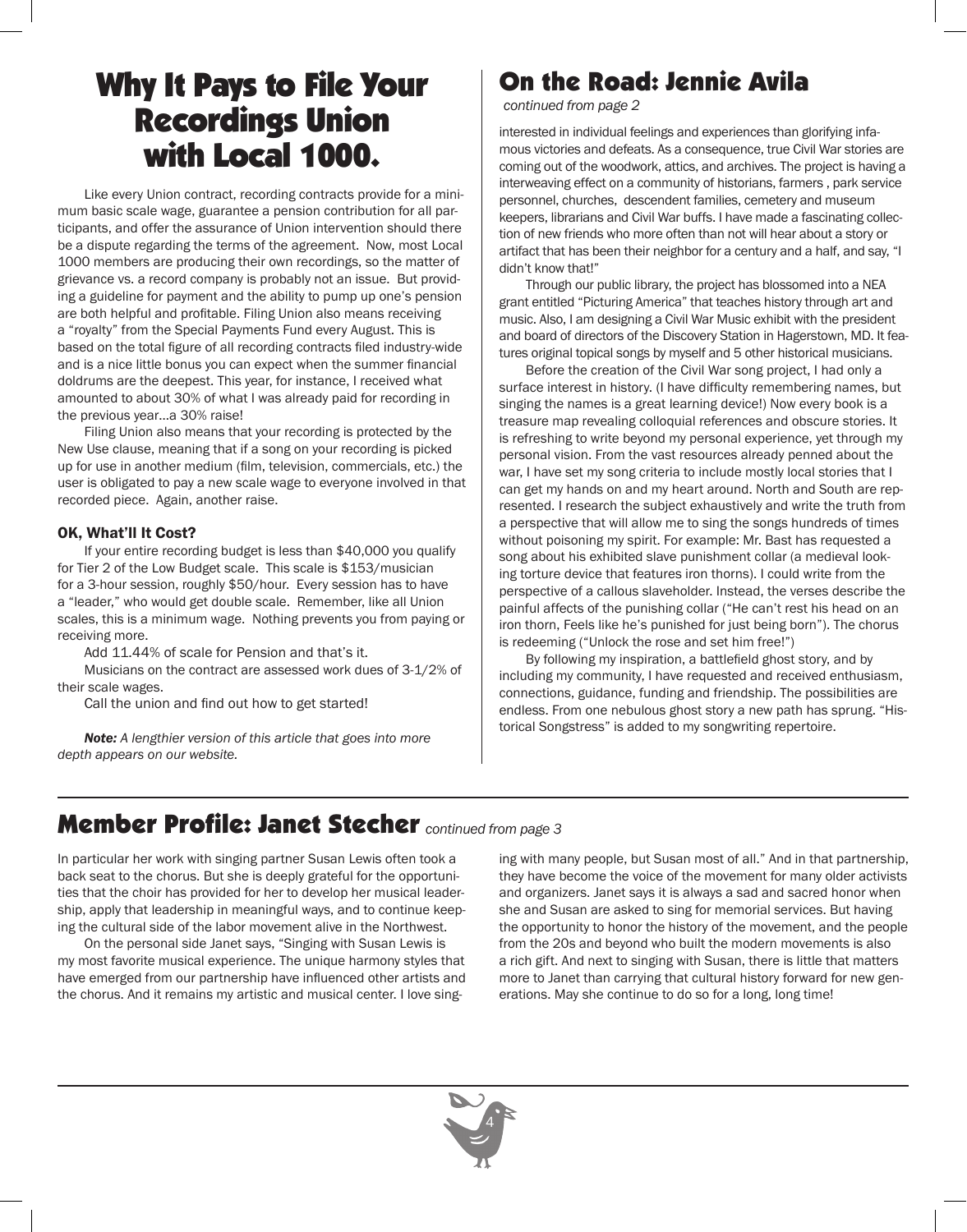# Why It Pays to File Your Recordings Union with Local 1000.

Like every Union contract, recording contracts provide for a minimum basic scale wage, guarantee a pension contribution for all participants, and offer the assurance of Union intervention should there be a dispute regarding the terms of the agreement. Now, most Local 1000 members are producing their own recordings, so the matter of grievance vs. a record company is probably not an issue. But providing a guideline for payment and the ability to pump up one's pension are both helpful and profitable. Filing Union also means receiving a "royalty" from the Special Payments Fund every August. This is based on the total figure of all recording contracts filed industry-wide and is a nice little bonus you can expect when the summer financial doldrums are the deepest. This year, for instance, I received what amounted to about 30% of what I was already paid for recording in the previous year...a 30% raise!

Filing Union also means that your recording is protected by the New Use clause, meaning that if a song on your recording is picked up for use in another medium (film, television, commercials, etc.) the user is obligated to pay a new scale wage to everyone involved in that recorded piece. Again, another raise.

### OK, What'll It Cost?

If your entire recording budget is less than $40,000 you qualify for Tier 2 of the Low Budget scale. This scale is $153/musician for a 3-hour session, roughly $50/hour. Every session has to have a "leader," who would get double scale. Remember, like all Union scales, this is a minimum wage. Nothing prevents you from paying or receiving more.

Add 11.44% of scale for Pension and that's it.

Musicians on the contract are assessed work dues of 3-1/2% of their scale wages.

Call the union and find out how to get started!

***Note:*** *A lengthier version of this article that goes into more depth appears on our website.*

# On the Road: Jennie Avila

*continued from page 2*

interested in individual feelings and experiences than glorifying infamous victories and defeats. As a consequence, true Civil War stories are coming out of the woodwork, attics, and archives. The project is having a interweaving effect on a community of historians, farmers , park service personnel, churches, descendent families, cemetery and museum keepers, librarians and Civil War buffs. I have made a fascinating collection of new friends who more often than not will hear about a story or artifact that has been their neighbor for a century and a half, and say, "I didn't know that!"

Through our public library, the project has blossomed into a NEA grant entitled "Picturing America" that teaches history through art and music. Also, I am designing a Civil War Music exhibit with the president and board of directors of the Discovery Station in Hagerstown, MD. It features original topical songs by myself and 5 other historical musicians.

Before the creation of the Civil War song project, I had only a surface interest in history. (I have difficulty remembering names, but singing the names is a great learning device!) Now every book is a treasure map revealing colloquial references and obscure stories. It is refreshing to write beyond my personal experience, yet through my personal vision. From the vast resources already penned about the war, I have set my song criteria to include mostly local stories that I can get my hands on and my heart around. North and South are represented. I research the subject exhaustively and write the truth from a perspective that will allow me to sing the songs hundreds of times without poisoning my spirit. For example: Mr. Bast has requested a song about his exhibited slave punishment collar (a medieval looking torture device that features iron thorns). I could write from the perspective of a callous slaveholder. Instead, the verses describe the painful affects of the punishing collar ("He can't rest his head on an iron thorn, Feels like he's punished for just being born"). The chorus is redeeming ("Unlock the rose and set him free!")

By following my inspiration, a battlefield ghost story, and by including my community, I have requested and received enthusiasm, connections, guidance, funding and friendship. The possibilities are endless. From one nebulous ghost story a new path has sprung. "Historical Songstress" is added to my songwriting repertoire.

# Member Profile: Janet Stecher *continued from page 3*

In particular her work with singing partner Susan Lewis often took a back seat to the chorus. But she is deeply grateful for the opportunities that the choir has provided for her to develop her musical leadership, apply that leadership in meaningful ways, and to continue keeping the cultural side of the labor movement alive in the Northwest.

On the personal side Janet says, "Singing with Susan Lewis is my most favorite musical experience. The unique harmony styles that have emerged from our partnership have influenced other artists and the chorus. And it remains my artistic and musical center. I love singing with many people, but Susan most of all." And in that partnership, they have become the voice of the movement for many older activists and organizers. Janet says it is always a sad and sacred honor when she and Susan are asked to sing for memorial services. But having the opportunity to honor the history of the movement, and the people from the 20s and beyond who built the modern movements is also a rich gift. And next to singing with Susan, there is little that matters more to Janet than carrying that cultural history forward for new generations. May she continue to do so for a long, long time!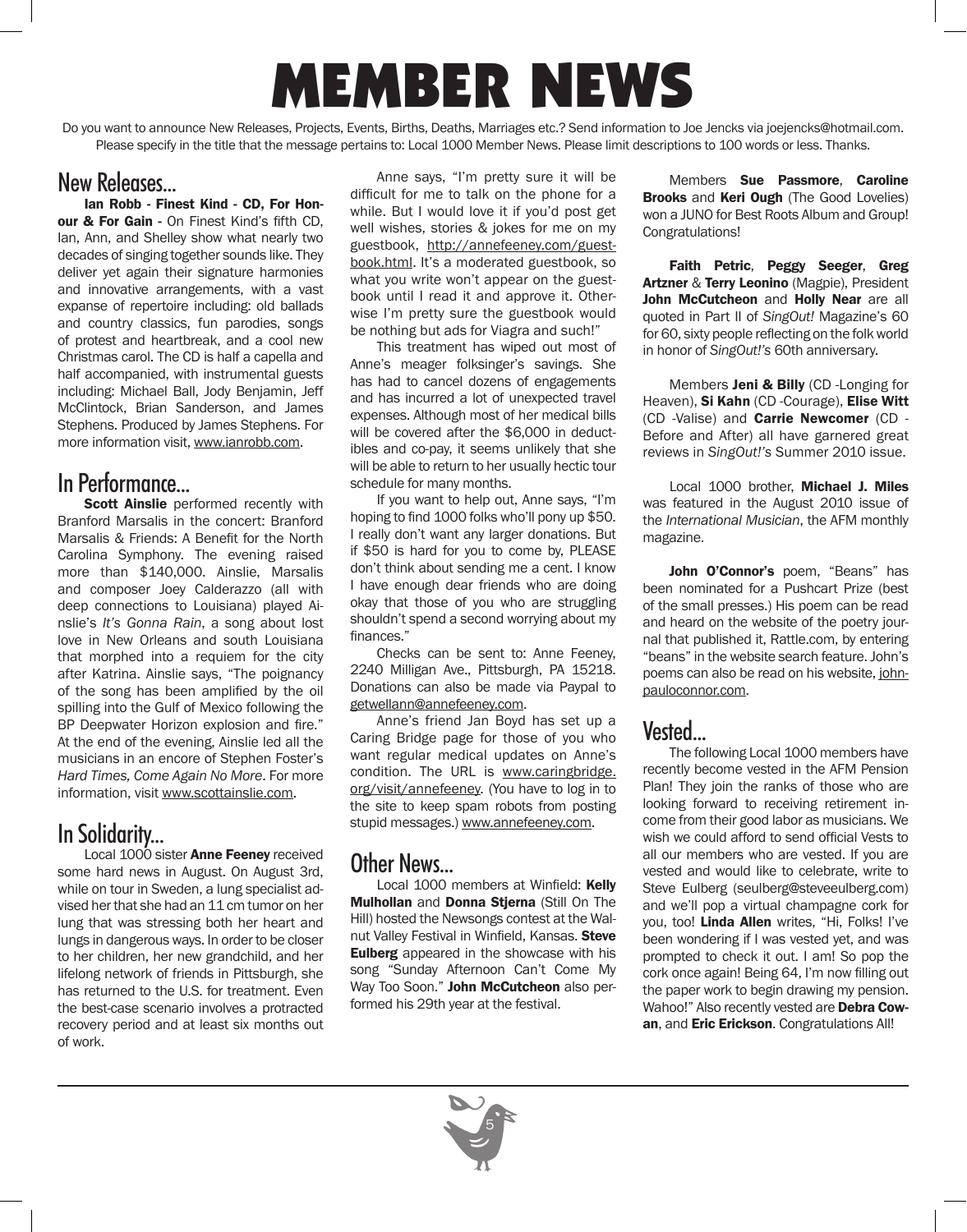# MEMBER NEWS

Do you want to announce New Releases, Projects, Events, Births, Deaths, Marriages etc.? Send information to Joe Jencks via joejencks@hotmail.com. Please specify in the title that the message pertains to: Local 1000 Member News. Please limit descriptions to 100 words or less. Thanks.

## New Releases...

**Ian Robb - Finest Kind - CD, For Honour & For Gain -** On Finest Kind's fifth CD, Ian, Ann, and Shelley show what nearly two decades of singing together sounds like. They deliver yet again their signature harmonies and innovative arrangements, with a vast expanse of repertoire including: old ballads and country classics, fun parodies, songs of protest and heartbreak, and a cool new Christmas carol. The CD is half a capella and half accompanied, with instrumental guests including: Michael Ball, Jody Benjamin, Jeff McClintock, Brian Sanderson, and James Stephens. Produced by James Stephens. For more information visit, www.ianrobb.com.

## In Performance...

**Scott Ainslie** performed recently with Branford Marsalis in the concert: Branford Marsalis & Friends: A Benefit for the North Carolina Symphony. The evening raised more than $140,000. Ainslie, Marsalis and composer Joey Calderazzo (all with deep connections to Louisiana) played Ainslie's *It's Gonna Rain*, a song about lost love in New Orleans and south Louisiana that morphed into a requiem for the city after Katrina. Ainslie says, "The poignancy of the song has been amplified by the oil spilling into the Gulf of Mexico following the BP Deepwater Horizon explosion and fire." At the end of the evening, Ainslie led all the musicians in an encore of Stephen Foster's *Hard Times, Come Again No More*. For more information, visit www.scottainslie.com.

## In Solidarity...

Local 1000 sister **Anne Feeney** received some hard news in August. On August 3rd, while on tour in Sweden, a lung specialist advised her that she had an 11 cm tumor on her lung that was stressing both her heart and lungs in dangerous ways. In order to be closer to her children, her new grandchild, and her lifelong network of friends in Pittsburgh, she has returned to the U.S. for treatment. Even the best-case scenario involves a protracted recovery period and at least six months out of work.

Anne says, "I'm pretty sure it will be difficult for me to talk on the phone for a while. But I would love it if you'd post get well wishes, stories & jokes for me on my guestbook, http://annefeeney.com/guestbook.html. It's a moderated guestbook, so what you write won't appear on the guestbook until I read it and approve it. Otherwise I'm pretty sure the guestbook would be nothing but ads for Viagra and such!"

This treatment has wiped out most of Anne's meager folksinger's savings. She has had to cancel dozens of engagements and has incurred a lot of unexpected travel expenses. Although most of her medical bills will be covered after the $6,000 in deductibles and co-pay, it seems unlikely that she will be able to return to her usually hectic tour schedule for many months.

If you want to help out, Anne says, "I'm hoping to find 1000 folks who'll pony up $50. I really don't want any larger donations. But if $50 is hard for you to come by, PLEASE don't think about sending me a cent. I know I have enough dear friends who are doing okay that those of you who are struggling shouldn't spend a second worrying about my finances."

Checks can be sent to: Anne Feeney, 2240 Milligan Ave., Pittsburgh, PA 15218. Donations can also be made via Paypal to getwellann@annefeeney.com.

Anne's friend Jan Boyd has set up a Caring Bridge page for those of you who want regular medical updates on Anne's condition. The URL is www.caringbridge.org/visit/annefeeney. (You have to log in to the site to keep spam robots from posting stupid messages.) www.annefeeney.com.

## Other News...

Local 1000 members at Winfield: **Kelly Mulhollan** and **Donna Stjerna** (Still On The Hill) hosted the Newsongs contest at the Walnut Valley Festival in Winfield, Kansas. **Steve Eulberg** appeared in the showcase with his song "Sunday Afternoon Can't Come My Way Too Soon." **John McCutcheon** also performed his 29th year at the festival.

Members **Sue Passmore**, **Caroline Brooks** and **Keri Ough** (The Good Lovelies) won a JUNO for Best Roots Album and Group! Congratulations!

**Faith Petric**, **Peggy Seeger**, **Greg Artzner** & **Terry Leonino** (Magpie), President **John McCutcheon** and **Holly Near** are all quoted in Part II of *SingOut!* Magazine's 60 for 60, sixty people reflecting on the folk world in honor of *SingOut!'s* 60th anniversary.

Members **Jeni & Billy** (CD -Longing for Heaven), **Si Kahn** (CD -Courage), **Elise Witt** (CD -Valise) and **Carrie Newcomer** (CD - Before and After) all have garnered great reviews in *SingOut!'s* Summer 2010 issue.

Local 1000 brother, **Michael J. Miles** was featured in the August 2010 issue of the *International Musician*, the AFM monthly magazine.

**John O'Connor's** poem, "Beans" has been nominated for a Pushcart Prize (best of the small presses.) His poem can be read and heard on the website of the poetry journal that published it, Rattle.com, by entering "beans" in the website search feature. John's poems can also be read on his website, johnpauloconnor.com.

## Vested...

The following Local 1000 members have recently become vested in the AFM Pension Plan! They join the ranks of those who are looking forward to receiving retirement income from their good labor as musicians. We wish we could afford to send official Vests to all our members who are vested. If you are vested and would like to celebrate, write to Steve Eulberg (seulberg@steveeulberg.com) and we'll pop a virtual champagne cork for you, too! **Linda Allen** writes, "Hi, Folks! I've been wondering if I was vested yet, and was prompted to check it out. I am! So pop the cork once again! Being 64, I'm now filling out the paper work to begin drawing my pension. Wahoo!" Also recently vested are **Debra Cowan**, and **Eric Erickson**. Congratulations All!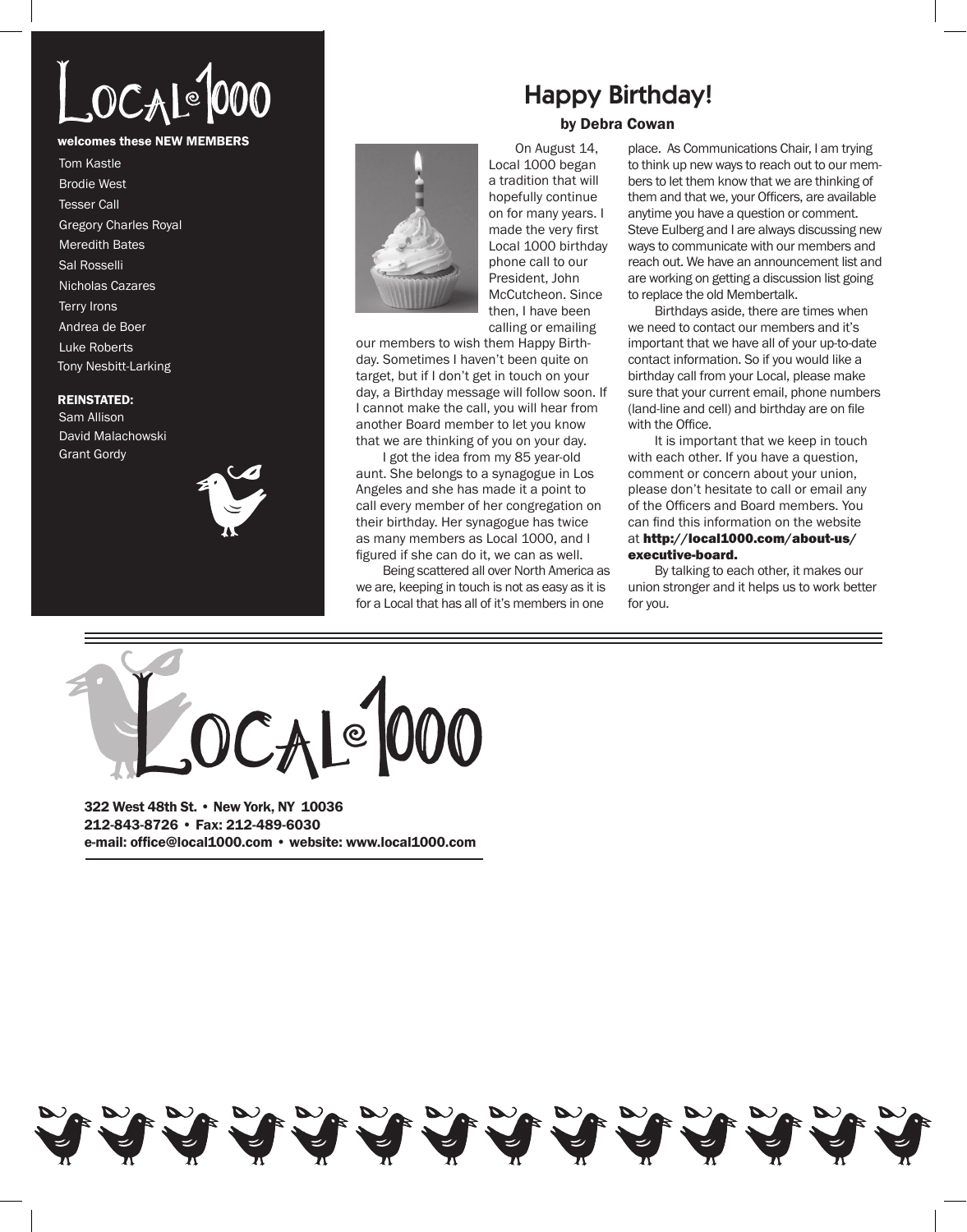# Local 1000

**welcomes these NEW MEMBERS**

Tom Kastle
Brodie West
Tesser Call
Gregory Charles Royal
Meredith Bates
Sal Rosselli
Nicholas Cazares
Terry Irons
Andrea de Boer
Luke Roberts
Tony Nesbitt-Larking

**REINSTATED:**

Sam Allison
David Malachowski
Grant Gordy

## Happy Birthday!

**by Debra Cowan**

On August 14, Local 1000 began a tradition that will hopefully continue on for many years. I made the very first Local 1000 birthday phone call to our President, John McCutcheon. Since then, I have been calling or emailing our members to wish them Happy Birthday. Sometimes I haven't been quite on target, but if I don't get in touch on your day, a Birthday message will follow soon. If I cannot make the call, you will hear from another Board member to let you know that we are thinking of you on your day.

I got the idea from my 85 year-old aunt. She belongs to a synagogue in Los Angeles and she has made it a point to call every member of her congregation on their birthday. Her synagogue has twice as many members as Local 1000, and I figured if she can do it, we can as well.

Being scattered all over North America as we are, keeping in touch is not as easy as it is for a Local that has all of it's members in one place. As Communications Chair, I am trying to think up new ways to reach out to our members to let them know that we are thinking of them and that we, your Officers, are available anytime you have a question or comment. Steve Eulberg and I are always discussing new ways to communicate with our members and reach out. We have an announcement list and are working on getting a discussion list going to replace the old Membertalk.

Birthdays aside, there are times when we need to contact our members and it's important that we have all of your up-to-date contact information. So if you would like a birthday call from your Local, please make sure that your current email, phone numbers (land-line and cell) and birthday are on file with the Office.

It is important that we keep in touch with each other. If you have a question, comment or concern about your union, please don't hesitate to call or email any of the Officers and Board members. You can find this information on the website at **http://local1000.com/about-us/executive-board.**

By talking to each other, it makes our union stronger and it helps us to work better for you.

# Local 1000

**322 West 48th St. • New York, NY 10036**
**212-843-8726 • Fax: 212-489-6030**
**e-mail: office@local1000.com • website: www.local1000.com**